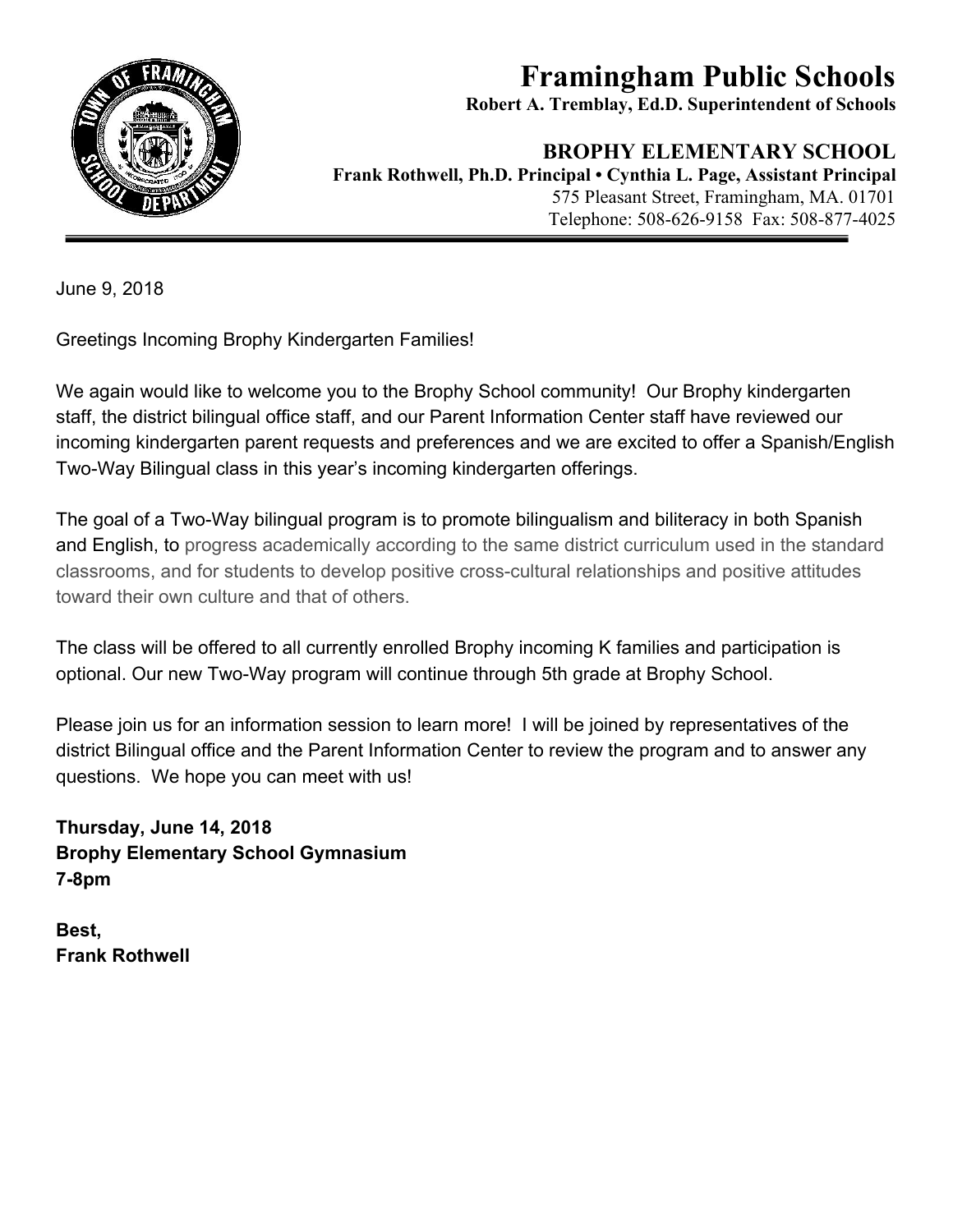# Framingham Public Schools

**Robert A. Tremblay, Ed.D. Superintendent of Schools**

## BROPHY ELEMENTARY SCHOOL

**Frank Rothwell, Ph.D. Principal • Cynthia L. Page, Assistant Principal**

575 Pleasant Street, Framingham, MA. 01701

Telephone: 508-626-9158 Fax: 508-877-4025

---

June 9, 2018

Greetings Incoming Brophy Kindergarten Families!

We again would like to welcome you to the Brophy School community! Our Brophy kindergarten staff, the district bilingual office staff, and our Parent Information Center staff have reviewed our incoming kindergarten parent requests and preferences and we are excited to offer a Spanish/English Two-Way Bilingual class in this year's incoming kindergarten offerings.

The goal of a Two-Way bilingual program is to promote bilingualism and biliteracy in both Spanish and English, to progress academically according to the same district curriculum used in the standard classrooms, and for students to develop positive cross-cultural relationships and positive attitudes toward their own culture and that of others.

The class will be offered to all currently enrolled Brophy incoming K families and participation is optional. Our new Two-Way program will continue through 5th grade at Brophy School.

Please join us for an information session to learn more! I will be joined by representatives of the district Bilingual office and the Parent Information Center to review the program and to answer any questions. We hope you can meet with us!

**Thursday, June 14, 2018**
**Brophy Elementary School Gymnasium**
**7-8pm**

**Best,**
**Frank Rothwell**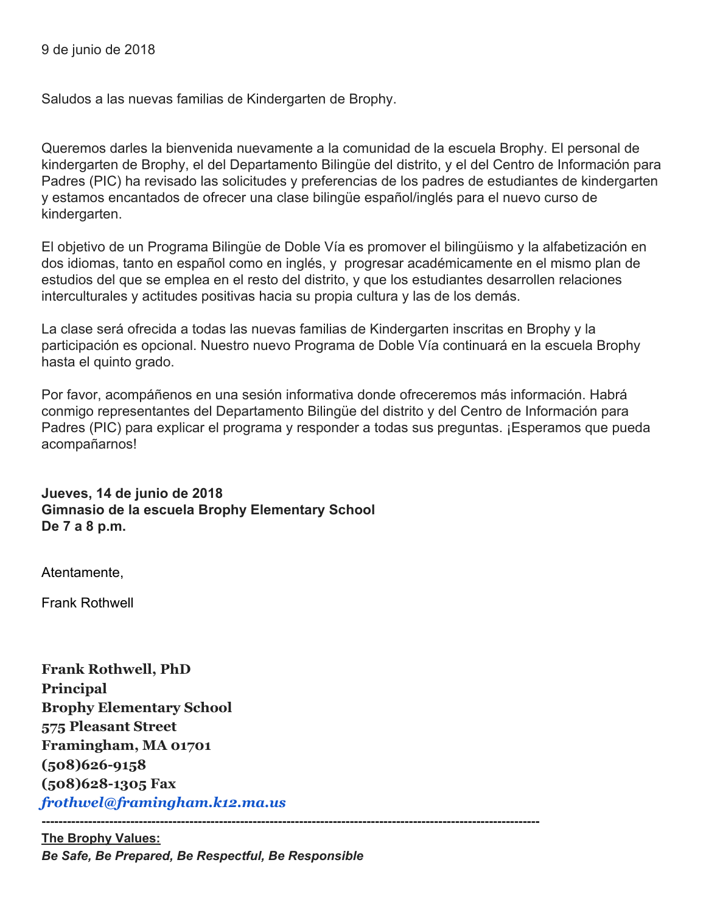9 de junio de 2018

Saludos a las nuevas familias de Kindergarten de Brophy.

Queremos darles la bienvenida nuevamente a la comunidad de la escuela Brophy. El personal de kindergarten de Brophy, el del Departamento Bilingüe del distrito, y el del Centro de Información para Padres (PIC) ha revisado las solicitudes y preferencias de los padres de estudiantes de kindergarten y estamos encantados de ofrecer una clase bilingüe español/inglés para el nuevo curso de kindergarten.

El objetivo de un Programa Bilingüe de Doble Vía es promover el bilingüismo y la alfabetización en dos idiomas, tanto en español como en inglés, y  progresar académicamente en el mismo plan de estudios del que se emplea en el resto del distrito, y que los estudiantes desarrollen relaciones interculturales y actitudes positivas hacia su propia cultura y las de los demás.

La clase será ofrecida a todas las nuevas familias de Kindergarten inscritas en Brophy y la participación es opcional. Nuestro nuevo Programa de Doble Vía continuará en la escuela Brophy hasta el quinto grado.

Por favor, acompáñenos en una sesión informativa donde ofreceremos más información. Habrá conmigo representantes del Departamento Bilingüe del distrito y del Centro de Información para Padres (PIC) para explicar el programa y responder a todas sus preguntas. ¡Esperamos que pueda acompañarnos!

**Jueves, 14 de junio de 2018**
**Gimnasio de la escuela Brophy Elementary School**
**De 7 a 8 p.m.**

Atentamente,

Frank Rothwell

**Frank Rothwell, PhD**
**Principal**
**Brophy Elementary School**
**575 Pleasant Street**
**Framingham, MA 01701**
**(508)626-9158**
**(508)628-1305 Fax**
***frothwel@framingham.k12.ma.us***

---

**The Brophy Values:**
***Be Safe, Be Prepared, Be Respectful, Be Responsible***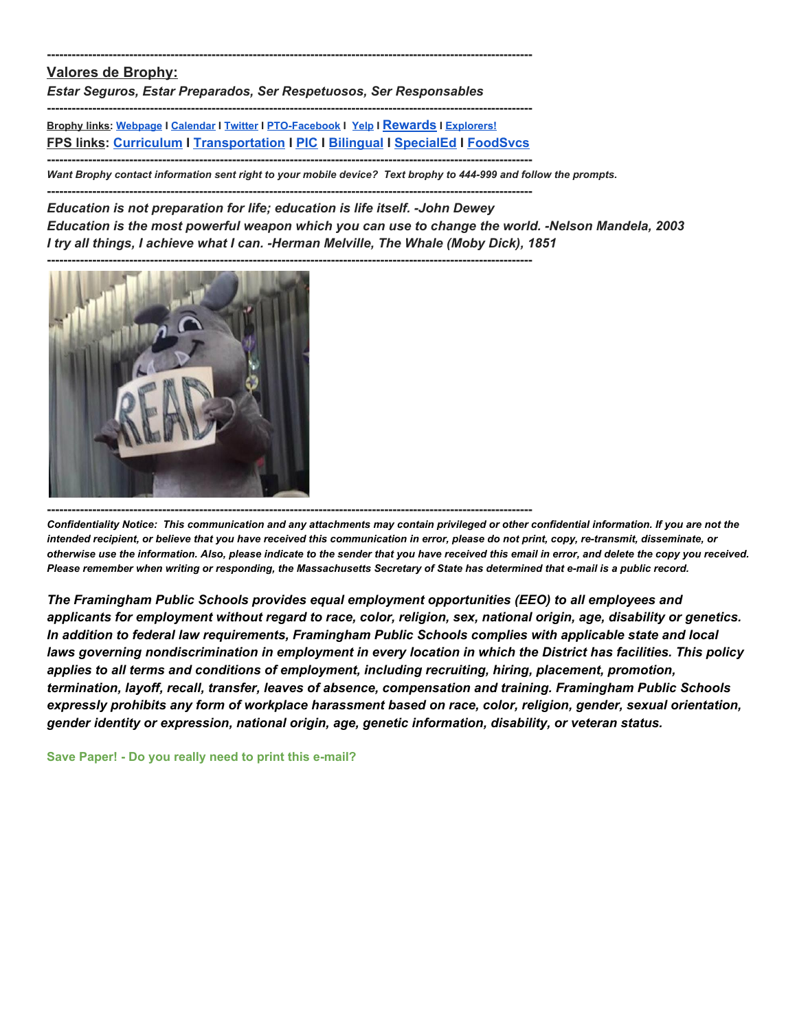---

**Valores de Brophy:**

*Estar Seguros, Estar Preparados, Ser Respetuosos, Ser Responsables*

---

**Brophy links**: Webpage I Calendar I Twitter I PTO-Facebook I Yelp I Rewards I Explorers!

**FPS links**: Curriculum I Transportation I PIC I Bilingual I SpecialEd I FoodSvcs

---

*Want Brophy contact information sent right to your mobile device? Text brophy to 444-999 and follow the prompts.*

---

*Education is not preparation for life; education is life itself. -John Dewey*

*Education is the most powerful weapon which you can use to change the world. -Nelson Mandela, 2003*

*I try all things, I achieve what I can. -Herman Melville, The Whale (Moby Dick), 1851*

---

---

*Confidentiality Notice: This communication and any attachments may contain privileged or other confidential information. If you are not the intended recipient, or believe that you have received this communication in error, please do not print, copy, re-transmit, disseminate, or otherwise use the information. Also, please indicate to the sender that you have received this email in error, and delete the copy you received. Please remember when writing or responding, the Massachusetts Secretary of State has determined that e-mail is a public record.*

*The Framingham Public Schools provides equal employment opportunities (EEO) to all employees and applicants for employment without regard to race, color, religion, sex, national origin, age, disability or genetics. In addition to federal law requirements, Framingham Public Schools complies with applicable state and local laws governing nondiscrimination in employment in every location in which the District has facilities. This policy applies to all terms and conditions of employment, including recruiting, hiring, placement, promotion, termination, layoff, recall, transfer, leaves of absence, compensation and training. Framingham Public Schools expressly prohibits any form of workplace harassment based on race, color, religion, gender, sexual orientation, gender identity or expression, national origin, age, genetic information, disability, or veteran status.*

**Save Paper! - Do you really need to print this e-mail?**